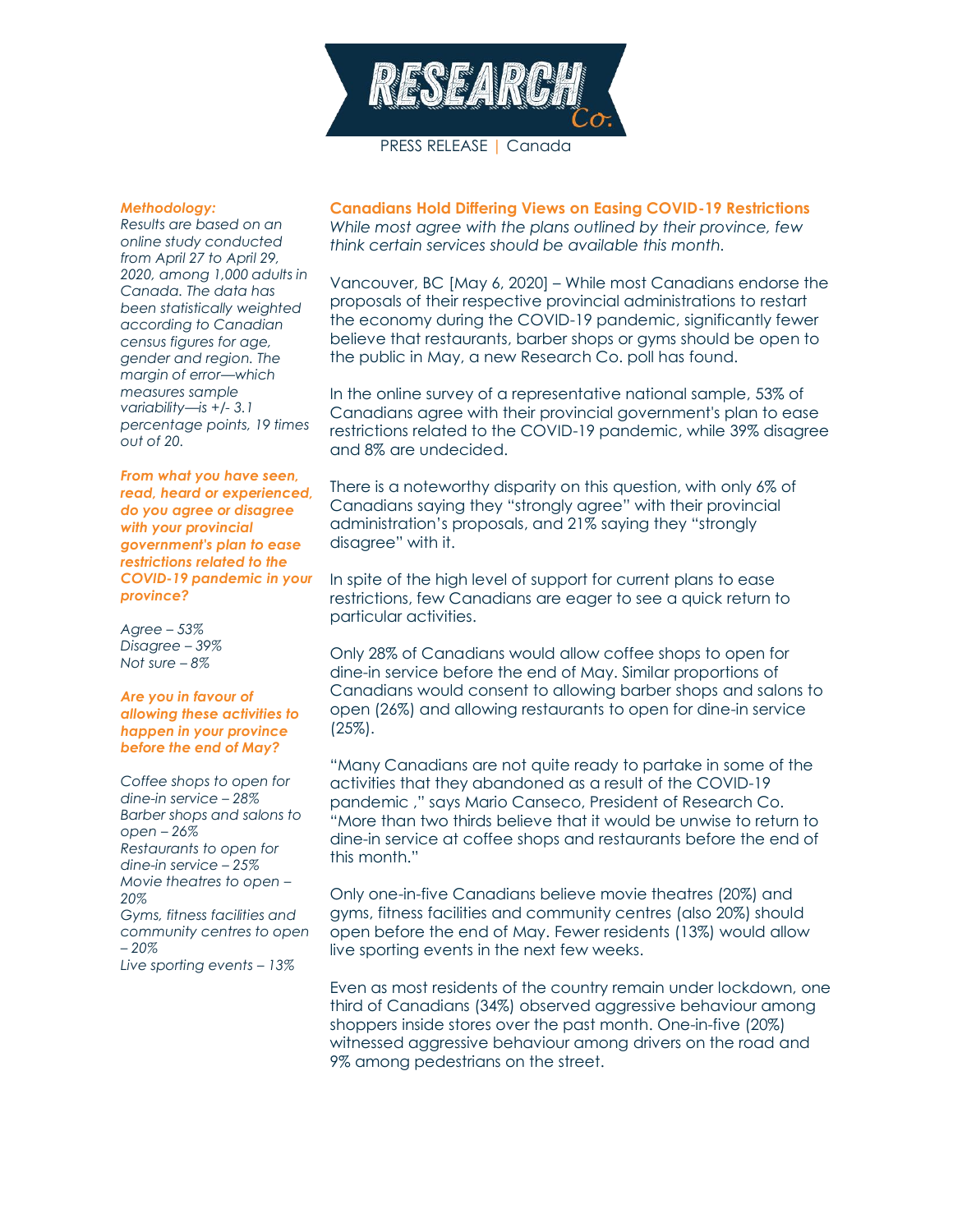PRESS RELEASE | Canada

## Canadians Hold Differing Views on Easing COVID-19 Restrictions

*While most agree with the plans outlined by their province, few think certain services should be available this month.*

Vancouver, BC [May 6, 2020] – While most Canadians endorse the proposals of their respective provincial administrations to restart the economy during the COVID-19 pandemic, significantly fewer believe that restaurants, barber shops or gyms should be open to the public in May, a new Research Co. poll has found.

In the online survey of a representative national sample, 53% of Canadians agree with their provincial government's plan to ease restrictions related to the COVID-19 pandemic, while 39% disagree and 8% are undecided.

There is a noteworthy disparity on this question, with only 6% of Canadians saying they "strongly agree" with their provincial administration's proposals, and 21% saying they "strongly disagree" with it.

In spite of the high level of support for current plans to ease restrictions, few Canadians are eager to see a quick return to particular activities.

Only 28% of Canadians would allow coffee shops to open for dine-in service before the end of May. Similar proportions of Canadians would consent to allowing barber shops and salons to open (26%) and allowing restaurants to open for dine-in service (25%).

"Many Canadians are not quite ready to partake in some of the activities that they abandoned as a result of the COVID-19 pandemic ," says Mario Canseco, President of Research Co. "More than two thirds believe that it would be unwise to return to dine-in service at coffee shops and restaurants before the end of this month."

Only one-in-five Canadians believe movie theatres (20%) and gyms, fitness facilities and community centres (also 20%) should open before the end of May. Fewer residents (13%) would allow live sporting events in the next few weeks.

Even as most residents of the country remain under lockdown, one third of Canadians (34%) observed aggressive behaviour among shoppers inside stores over the past month. One-in-five (20%) witnessed aggressive behaviour among drivers on the road and 9% among pedestrians on the street.

***Methodology:***

*Results are based on an online study conducted from April 27 to April 29, 2020, among 1,000 adults in Canada. The data has been statistically weighted according to Canadian census figures for age, gender and region. The margin of error—which measures sample variability—is +/- 3.1 percentage points, 19 times out of 20.*

***From what you have seen, read, heard or experienced, do you agree or disagree with your provincial government's plan to ease restrictions related to the COVID-19 pandemic in your province?***

*Agree – 53%*
*Disagree – 39%*
*Not sure – 8%*

***Are you in favour of allowing these activities to happen in your province before the end of May?***

*Coffee shops to open for dine-in service – 28%*
*Barber shops and salons to open – 26%*
*Restaurants to open for dine-in service – 25%*
*Movie theatres to open – 20%*
*Gyms, fitness facilities and community centres to open – 20%*
*Live sporting events – 13%*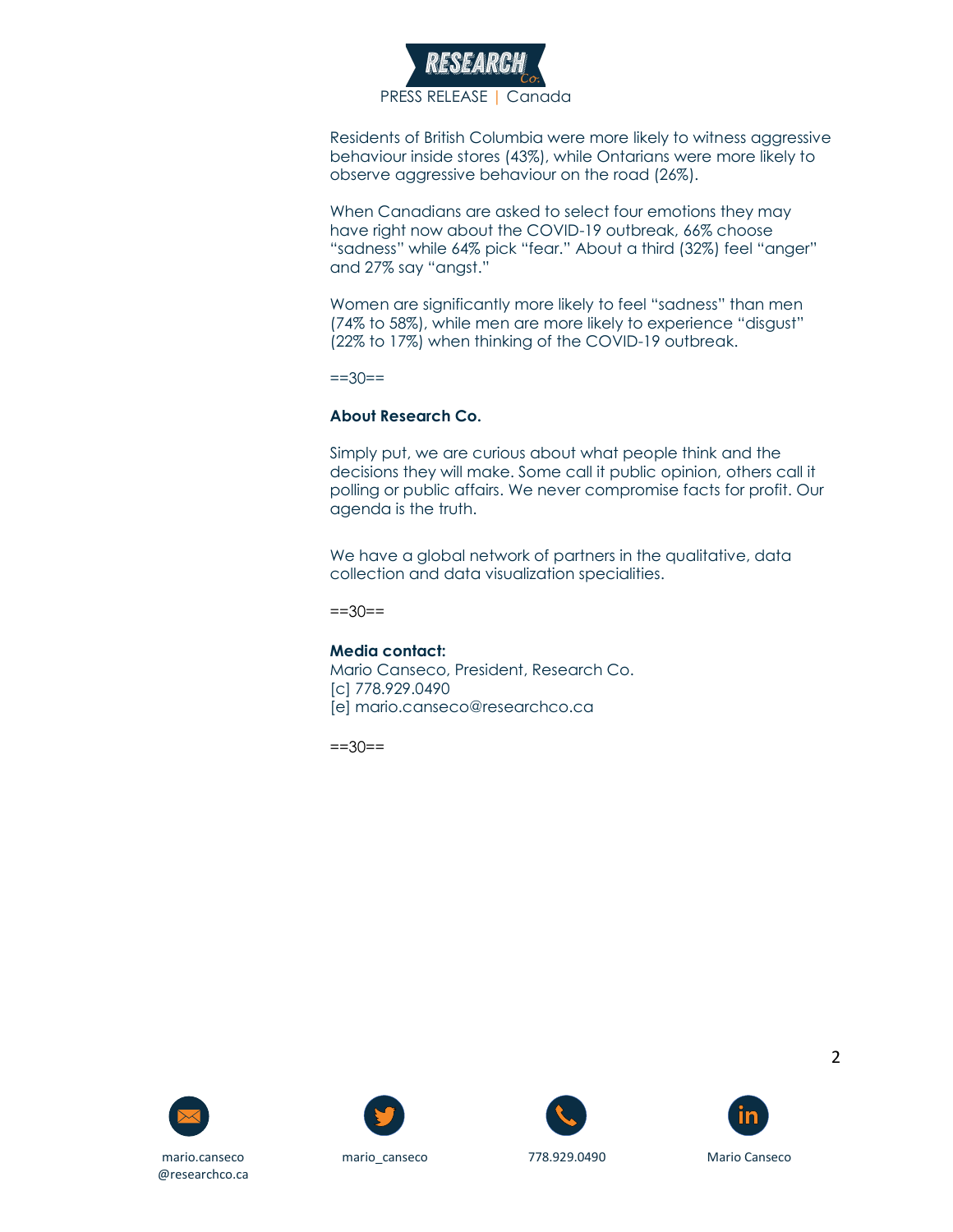Residents of British Columbia were more likely to witness aggressive behaviour inside stores (43%), while Ontarians were more likely to observe aggressive behaviour on the road (26%).

When Canadians are asked to select four emotions they may have right now about the COVID-19 outbreak, 66% choose "sadness" while 64% pick "fear." About a third (32%) feel "anger" and 27% say "angst."

Women are significantly more likely to feel "sadness" than men (74% to 58%), while men are more likely to experience "disgust" (22% to 17%) when thinking of the COVID-19 outbreak.

==30==

**About Research Co.**

Simply put, we are curious about what people think and the decisions they will make. Some call it public opinion, others call it polling or public affairs. We never compromise facts for profit. Our agenda is the truth.

We have a global network of partners in the qualitative, data collection and data visualization specialities.

==30==

**Media contact:**
Mario Canseco, President, Research Co.
[c] 778.929.0490
[e] mario.canseco@researchco.ca

==30==